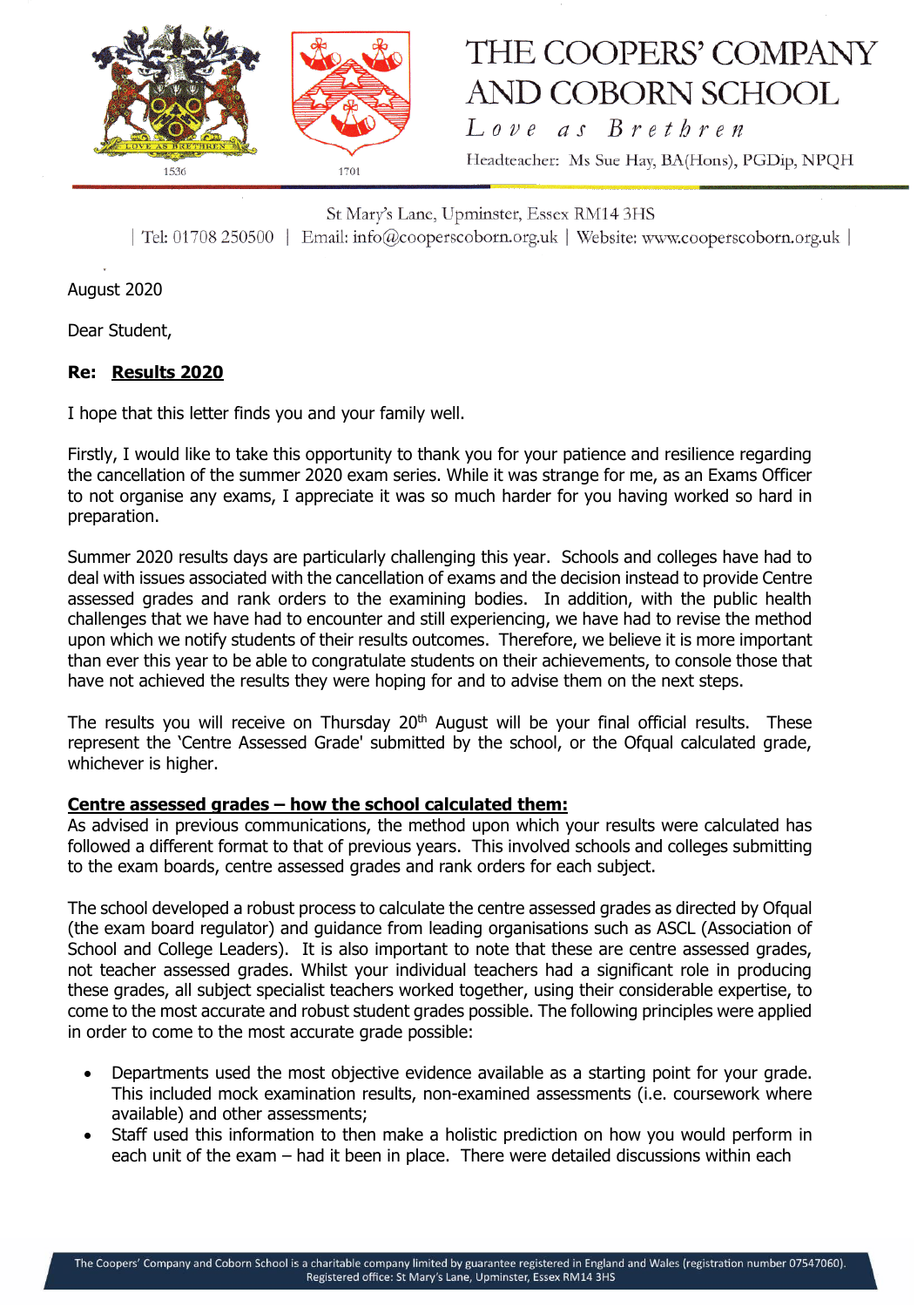# THE COOPERS' COMPANY AND COBORN SCHOOL

*Love as Brethren*

Headteacher: Ms Sue Hay, BA(Hons), PGDip, NPQH

St Mary's Lane, Upminster, Essex RM14 3HS

| Tel: 01708 250500 | Email: info@cooperscoborn.org.uk | Website: www.cooperscoborn.org.uk |

August 2020

Dear Student,

**Re: <u>Results 2020</u>**

I hope that this letter finds you and your family well.

Firstly, I would like to take this opportunity to thank you for your patience and resilience regarding the cancellation of the summer 2020 exam series. While it was strange for me, as an Exams Officer to not organise any exams, I appreciate it was so much harder for you having worked so hard in preparation.

Summer 2020 results days are particularly challenging this year. Schools and colleges have had to deal with issues associated with the cancellation of exams and the decision instead to provide Centre assessed grades and rank orders to the examining bodies. In addition, with the public health challenges that we have had to encounter and still experiencing, we have had to revise the method upon which we notify students of their results outcomes. Therefore, we believe it is more important than ever this year to be able to congratulate students on their achievements, to console those that have not achieved the results they were hoping for and to advise them on the next steps.

The results you will receive on Thursday 20th August will be your final official results. These represent the 'Centre Assessed Grade' submitted by the school, or the Ofqual calculated grade, whichever is higher.

**<u>Centre assessed grades – how the school calculated them:</u>**
As advised in previous communications, the method upon which your results were calculated has followed a different format to that of previous years. This involved schools and colleges submitting to the exam boards, centre assessed grades and rank orders for each subject.

The school developed a robust process to calculate the centre assessed grades as directed by Ofqual (the exam board regulator) and guidance from leading organisations such as ASCL (Association of School and College Leaders). It is also important to note that these are centre assessed grades, not teacher assessed grades. Whilst your individual teachers had a significant role in producing these grades, all subject specialist teachers worked together, using their considerable expertise, to come to the most accurate and robust student grades possible. The following principles were applied in order to come to the most accurate grade possible:

- Departments used the most objective evidence available as a starting point for your grade. This included mock examination results, non-examined assessments (i.e. coursework where available) and other assessments;
- Staff used this information to then make a holistic prediction on how you would perform in each unit of the exam – had it been in place. There were detailed discussions within each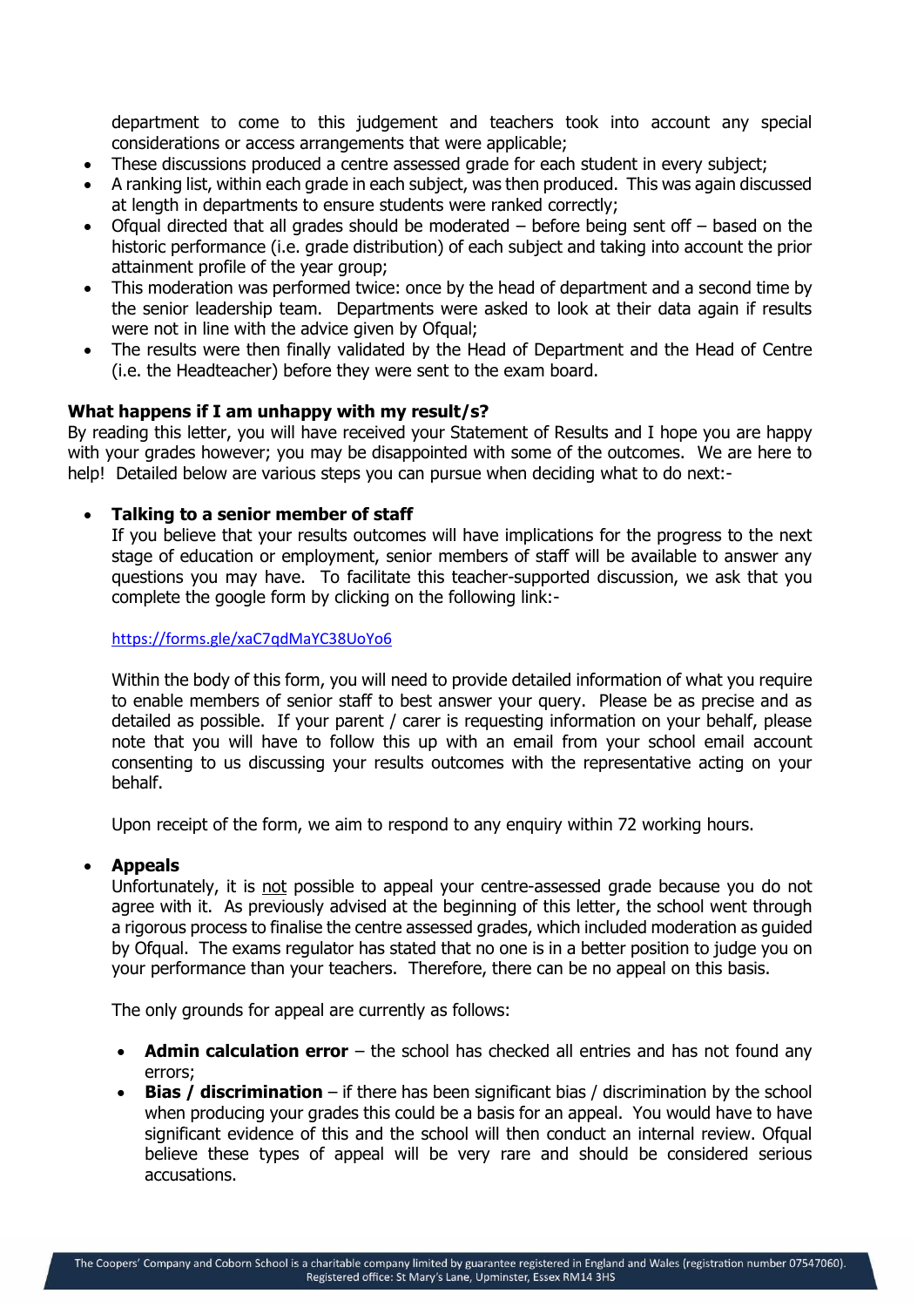department to come to this judgement and teachers took into account any special considerations or access arrangements that were applicable;

- These discussions produced a centre assessed grade for each student in every subject;
- A ranking list, within each grade in each subject, was then produced. This was again discussed at length in departments to ensure students were ranked correctly;
- Ofqual directed that all grades should be moderated – before being sent off – based on the historic performance (i.e. grade distribution) of each subject and taking into account the prior attainment profile of the year group;
- This moderation was performed twice: once by the head of department and a second time by the senior leadership team. Departments were asked to look at their data again if results were not in line with the advice given by Ofqual;
- The results were then finally validated by the Head of Department and the Head of Centre (i.e. the Headteacher) before they were sent to the exam board.

**What happens if I am unhappy with my result/s?**

By reading this letter, you will have received your Statement of Results and I hope you are happy with your grades however; you may be disappointed with some of the outcomes. We are here to help! Detailed below are various steps you can pursue when deciding what to do next:-

- **Talking to a senior member of staff**

  If you believe that your results outcomes will have implications for the progress to the next stage of education or employment, senior members of staff will be available to answer any questions you may have. To facilitate this teacher-supported discussion, we ask that you complete the google form by clicking on the following link:-

  https://forms.gle/xaC7qdMaYC38UoYo6

  Within the body of this form, you will need to provide detailed information of what you require to enable members of senior staff to best answer your query. Please be as precise and as detailed as possible. If your parent / carer is requesting information on your behalf, please note that you will have to follow this up with an email from your school email account consenting to us discussing your results outcomes with the representative acting on your behalf.

  Upon receipt of the form, we aim to respond to any enquiry within 72 working hours.

- **Appeals**

  Unfortunately, it is <u>not</u> possible to appeal your centre-assessed grade because you do not agree with it. As previously advised at the beginning of this letter, the school went through a rigorous process to finalise the centre assessed grades, which included moderation as guided by Ofqual. The exams regulator has stated that no one is in a better position to judge you on your performance than your teachers. Therefore, there can be no appeal on this basis.

  The only grounds for appeal are currently as follows:

  - **Admin calculation error** – the school has checked all entries and has not found any errors;
  - **Bias / discrimination** – if there has been significant bias / discrimination by the school when producing your grades this could be a basis for an appeal. You would have to have significant evidence of this and the school will then conduct an internal review. Ofqual believe these types of appeal will be very rare and should be considered serious accusations.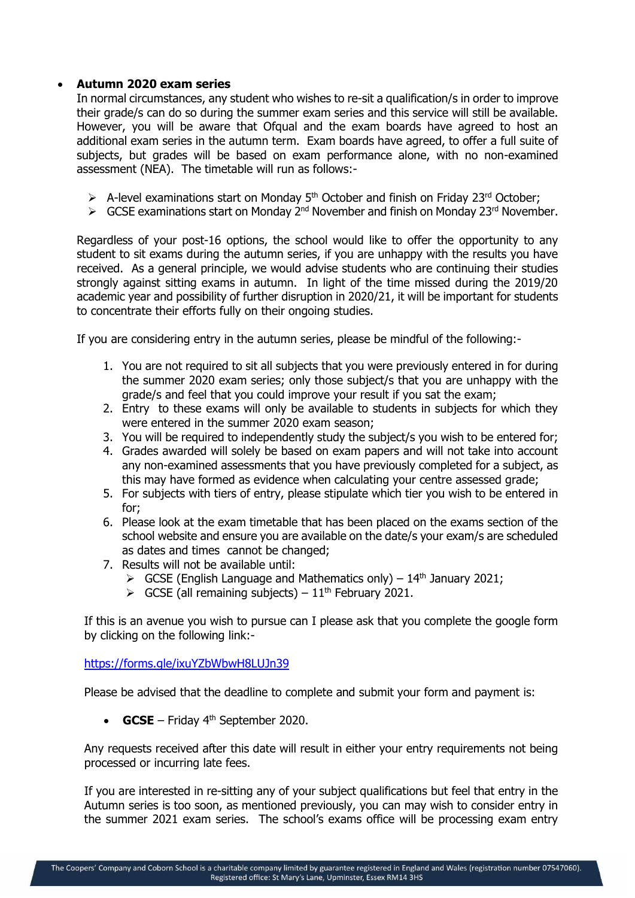- **Autumn 2020 exam series**

  In normal circumstances, any student who wishes to re-sit a qualification/s in order to improve their grade/s can do so during the summer exam series and this service will still be available. However, you will be aware that Ofqual and the exam boards have agreed to host an additional exam series in the autumn term. Exam boards have agreed, to offer a full suite of subjects, but grades will be based on exam performance alone, with no non-examined assessment (NEA). The timetable will run as follows:-

  - A-level examinations start on Monday 5th October and finish on Friday 23rd October;
  - GCSE examinations start on Monday 2nd November and finish on Monday 23rd November.

  Regardless of your post-16 options, the school would like to offer the opportunity to any student to sit exams during the autumn series, if you are unhappy with the results you have received. As a general principle, we would advise students who are continuing their studies strongly against sitting exams in autumn. In light of the time missed during the 2019/20 academic year and possibility of further disruption in 2020/21, it will be important for students to concentrate their efforts fully on their ongoing studies.

  If you are considering entry in the autumn series, please be mindful of the following:-

  1. You are not required to sit all subjects that you were previously entered in for during the summer 2020 exam series; only those subject/s that you are unhappy with the grade/s and feel that you could improve your result if you sat the exam;
  2. Entry to these exams will only be available to students in subjects for which they were entered in the summer 2020 exam season;
  3. You will be required to independently study the subject/s you wish to be entered for;
  4. Grades awarded will solely be based on exam papers and will not take into account any non-examined assessments that you have previously completed for a subject, as this may have formed as evidence when calculating your centre assessed grade;
  5. For subjects with tiers of entry, please stipulate which tier you wish to be entered in for;
  6. Please look at the exam timetable that has been placed on the exams section of the school website and ensure you are available on the date/s your exam/s are scheduled as dates and times cannot be changed;
  7. Results will not be available until:
     - GCSE (English Language and Mathematics only) – 14th January 2021;
     - GCSE (all remaining subjects) – 11th February 2021.

  If this is an avenue you wish to pursue can I please ask that you complete the google form by clicking on the following link:-

  https://forms.gle/ixuYZbWbwH8LUJn39

  Please be advised that the deadline to complete and submit your form and payment is:

  - **GCSE** – Friday 4th September 2020.

  Any requests received after this date will result in either your entry requirements not being processed or incurring late fees.

  If you are interested in re-sitting any of your subject qualifications but feel that entry in the Autumn series is too soon, as mentioned previously, you can may wish to consider entry in the summer 2021 exam series. The school's exams office will be processing exam entry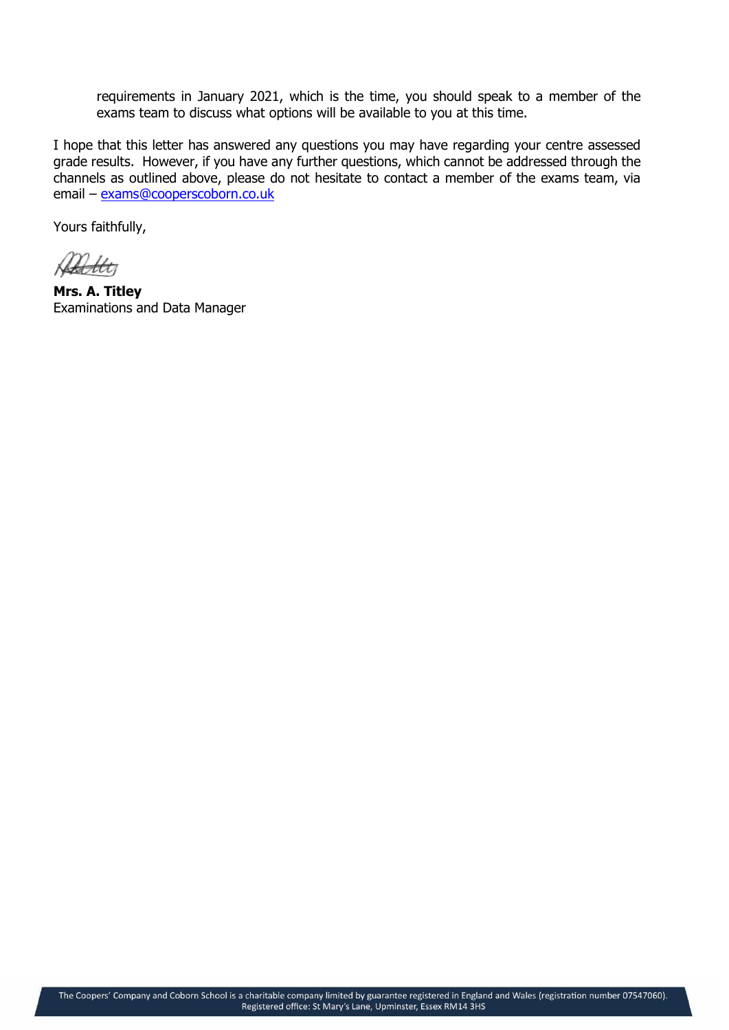requirements in January 2021, which is the time, you should speak to a member of the exams team to discuss what options will be available to you at this time.

I hope that this letter has answered any questions you may have regarding your centre assessed grade results. However, if you have any further questions, which cannot be addressed through the channels as outlined above, please do not hesitate to contact a member of the exams team, via email – exams@cooperscoborn.co.uk

Yours faithfully,

**Mrs. A. Titley**
Examinations and Data Manager

The Coopers' Company and Coborn School is a charitable company limited by guarantee registered in England and Wales (registration number 07547060). Registered office: St Mary's Lane, Upminster, Essex RM14 3HS